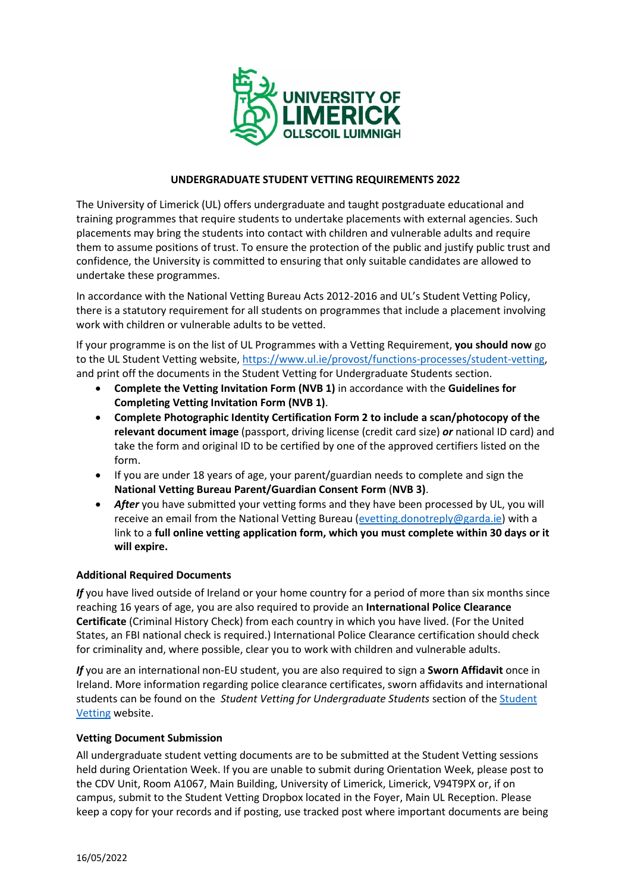# UNDERGRADUATE STUDENT VETTING REQUIREMENTS 2022

The University of Limerick (UL) offers undergraduate and taught postgraduate educational and training programmes that require students to undertake placements with external agencies. Such placements may bring the students into contact with children and vulnerable adults and require them to assume positions of trust. To ensure the protection of the public and justify public trust and confidence, the University is committed to ensuring that only suitable candidates are allowed to undertake these programmes.

In accordance with the National Vetting Bureau Acts 2012-2016 and UL's Student Vetting Policy, there is a statutory requirement for all students on programmes that include a placement involving work with children or vulnerable adults to be vetted.

If your programme is on the list of UL Programmes with a Vetting Requirement, **you should now** go to the UL Student Vetting website, https://www.ul.ie/provost/functions-processes/student-vetting, and print off the documents in the Student Vetting for Undergraduate Students section.

- **Complete the Vetting Invitation Form (NVB 1)** in accordance with the **Guidelines for Completing Vetting Invitation Form (NVB 1)**.
- **Complete Photographic Identity Certification Form 2 to include a scan/photocopy of the relevant document image** (passport, driving license (credit card size) ***or*** national ID card) and take the form and original ID to be certified by one of the approved certifiers listed on the form.
- If you are under 18 years of age, your parent/guardian needs to complete and sign the **National Vetting Bureau Parent/Guardian Consent Form** (**NVB 3)**.
- ***After*** you have submitted your vetting forms and they have been processed by UL, you will receive an email from the National Vetting Bureau (evetting.donotreply@garda.ie) with a link to a **full online vetting application form, which you must complete within 30 days or it will expire.**

**Additional Required Documents**

***If*** you have lived outside of Ireland or your home country for a period of more than six months since reaching 16 years of age, you are also required to provide an **International Police Clearance Certificate** (Criminal History Check) from each country in which you have lived. (For the United States, an FBI national check is required.) International Police Clearance certification should check for criminality and, where possible, clear you to work with children and vulnerable adults.

***If*** you are an international non-EU student, you are also required to sign a **Sworn Affidavit** once in Ireland. More information regarding police clearance certificates, sworn affidavits and international students can be found on the *Student Vetting for Undergraduate Students* section of the Student Vetting website.

**Vetting Document Submission**

All undergraduate student vetting documents are to be submitted at the Student Vetting sessions held during Orientation Week. If you are unable to submit during Orientation Week, please post to the CDV Unit, Room A1067, Main Building, University of Limerick, Limerick, V94T9PX or, if on campus, submit to the Student Vetting Dropbox located in the Foyer, Main UL Reception. Please keep a copy for your records and if posting, use tracked post where important documents are being

16/05/2022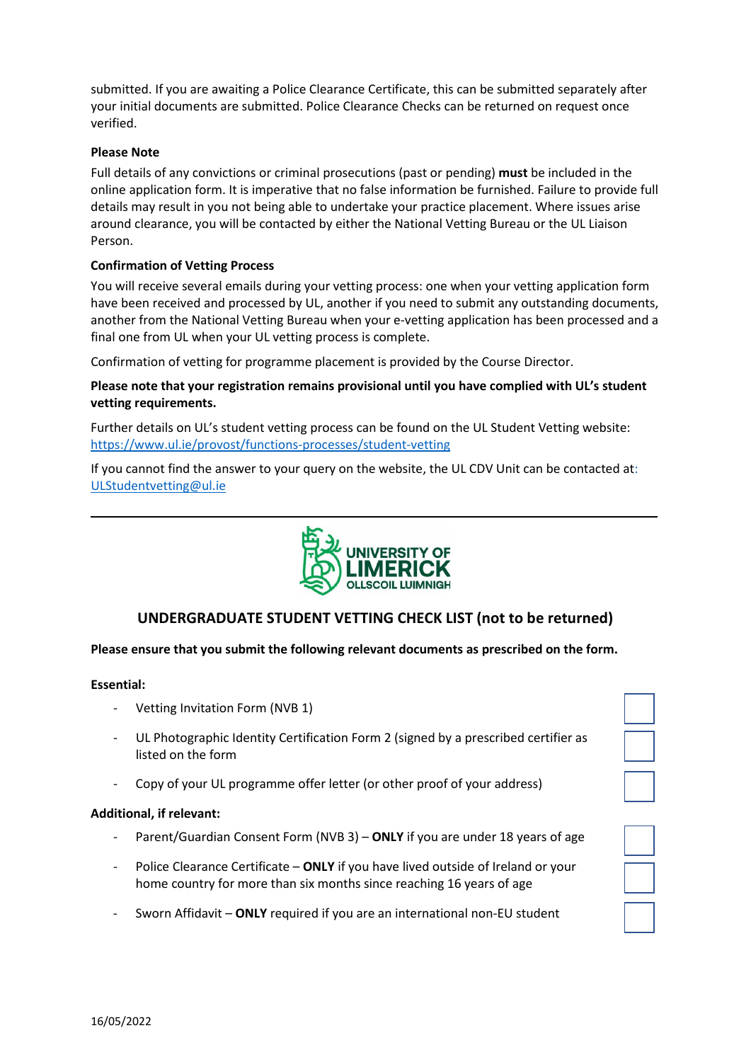submitted. If you are awaiting a Police Clearance Certificate, this can be submitted separately after your initial documents are submitted. Police Clearance Checks can be returned on request once verified.

**Please Note**

Full details of any convictions or criminal prosecutions (past or pending) **must** be included in the online application form. It is imperative that no false information be furnished. Failure to provide full details may result in you not being able to undertake your practice placement. Where issues arise around clearance, you will be contacted by either the National Vetting Bureau or the UL Liaison Person.

**Confirmation of Vetting Process**

You will receive several emails during your vetting process: one when your vetting application form have been received and processed by UL, another if you need to submit any outstanding documents, another from the National Vetting Bureau when your e-vetting application has been processed and a final one from UL when your UL vetting process is complete.

Confirmation of vetting for programme placement is provided by the Course Director.

**Please note that your registration remains provisional until you have complied with UL's student vetting requirements.**

Further details on UL's student vetting process can be found on the UL Student Vetting website: https://www.ul.ie/provost/functions-processes/student-vetting

If you cannot find the answer to your query on the website, the UL CDV Unit can be contacted at: ULStudentvetting@ul.ie

---

UNIVERSITY OF LIMERICK
OLLSCOIL LUIMNIGH

## UNDERGRADUATE STUDENT VETTING CHECK LIST (not to be returned)

**Please ensure that you submit the following relevant documents as prescribed on the form.**

**Essential:**

- Vetting Invitation Form (NVB 1) ☐
- UL Photographic Identity Certification Form 2 (signed by a prescribed certifier as listed on the form ☐
- Copy of your UL programme offer letter (or other proof of your address) ☐

**Additional, if relevant:**

- Parent/Guardian Consent Form (NVB 3) – **ONLY** if you are under 18 years of age ☐
- Police Clearance Certificate – **ONLY** if you have lived outside of Ireland or your home country for more than six months since reaching 16 years of age ☐
- Sworn Affidavit – **ONLY** required if you are an international non-EU student ☐

16/05/2022